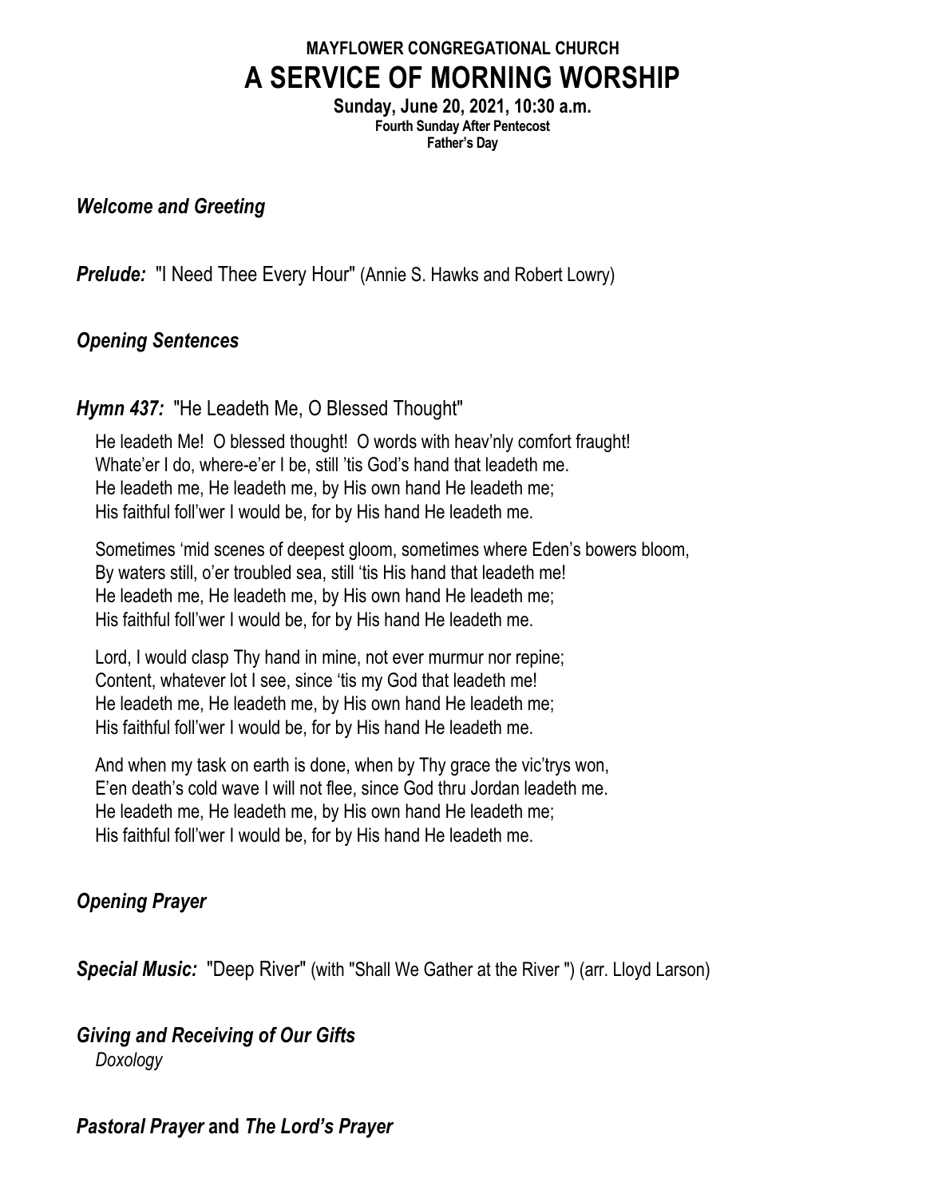**MAYFLOWER CONGREGATIONAL CHURCH**

# A SERVICE OF MORNING WORSHIP

**Sunday, June 20, 2021, 10:30 a.m.**
**Fourth Sunday After Pentecost**
**Father's Day**

***Welcome and Greeting***

***Prelude:*** "I Need Thee Every Hour" (Annie S. Hawks and Robert Lowry)

***Opening Sentences***

***Hymn 437:*** "He Leadeth Me, O Blessed Thought"

He leadeth Me! O blessed thought! O words with heav'nly comfort fraught!
Whate'er I do, where-e'er I be, still 'tis God's hand that leadeth me.
He leadeth me, He leadeth me, by His own hand He leadeth me;
His faithful foll'wer I would be, for by His hand He leadeth me.

Sometimes 'mid scenes of deepest gloom, sometimes where Eden's bowers bloom,
By waters still, o'er troubled sea, still 'tis His hand that leadeth me!
He leadeth me, He leadeth me, by His own hand He leadeth me;
His faithful foll'wer I would be, for by His hand He leadeth me.

Lord, I would clasp Thy hand in mine, not ever murmur nor repine;
Content, whatever lot I see, since 'tis my God that leadeth me!
He leadeth me, He leadeth me, by His own hand He leadeth me;
His faithful foll'wer I would be, for by His hand He leadeth me.

And when my task on earth is done, when by Thy grace the vic'trys won,
E'en death's cold wave I will not flee, since God thru Jordan leadeth me.
He leadeth me, He leadeth me, by His own hand He leadeth me;
His faithful foll'wer I would be, for by His hand He leadeth me.

***Opening Prayer***

***Special Music:*** "Deep River" (with "Shall We Gather at the River ") (arr. Lloyd Larson)

***Giving and Receiving of Our Gifts***
*Doxology*

***Pastoral Prayer* and *The Lord's Prayer***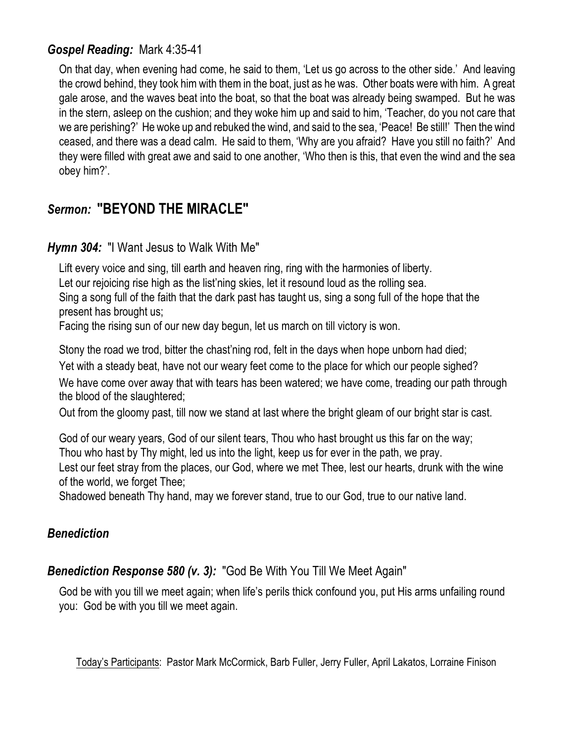***Gospel Reading:*** Mark 4:35-41

On that day, when evening had come, he said to them, 'Let us go across to the other side.' And leaving the crowd behind, they took him with them in the boat, just as he was. Other boats were with him. A great gale arose, and the waves beat into the boat, so that the boat was already being swamped. But he was in the stern, asleep on the cushion; and they woke him up and said to him, 'Teacher, do you not care that we are perishing?' He woke up and rebuked the wind, and said to the sea, 'Peace! Be still!' Then the wind ceased, and there was a dead calm. He said to them, 'Why are you afraid? Have you still no faith?' And they were filled with great awe and said to one another, 'Who then is this, that even the wind and the sea obey him?'.

## *Sermon:* **"BEYOND THE MIRACLE"**

***Hymn 304:*** "I Want Jesus to Walk With Me"

Lift every voice and sing, till earth and heaven ring, ring with the harmonies of liberty.
Let our rejoicing rise high as the list'ning skies, let it resound loud as the rolling sea.
Sing a song full of the faith that the dark past has taught us, sing a song full of the hope that the present has brought us;
Facing the rising sun of our new day begun, let us march on till victory is won.

Stony the road we trod, bitter the chast'ning rod, felt in the days when hope unborn had died;
Yet with a steady beat, have not our weary feet come to the place for which our people sighed?
We have come over away that with tears has been watered; we have come, treading our path through the blood of the slaughtered;
Out from the gloomy past, till now we stand at last where the bright gleam of our bright star is cast.

God of our weary years, God of our silent tears, Thou who hast brought us this far on the way;
Thou who hast by Thy might, led us into the light, keep us for ever in the path, we pray.
Lest our feet stray from the places, our God, where we met Thee, lest our hearts, drunk with the wine of the world, we forget Thee;
Shadowed beneath Thy hand, may we forever stand, true to our God, true to our native land.

***Benediction***

***Benediction Response 580 (v. 3):*** "God Be With You Till We Meet Again"

God be with you till we meet again; when life's perils thick confound you, put His arms unfailing round you: God be with you till we meet again.

Today's Participants: Pastor Mark McCormick, Barb Fuller, Jerry Fuller, April Lakatos, Lorraine Finison